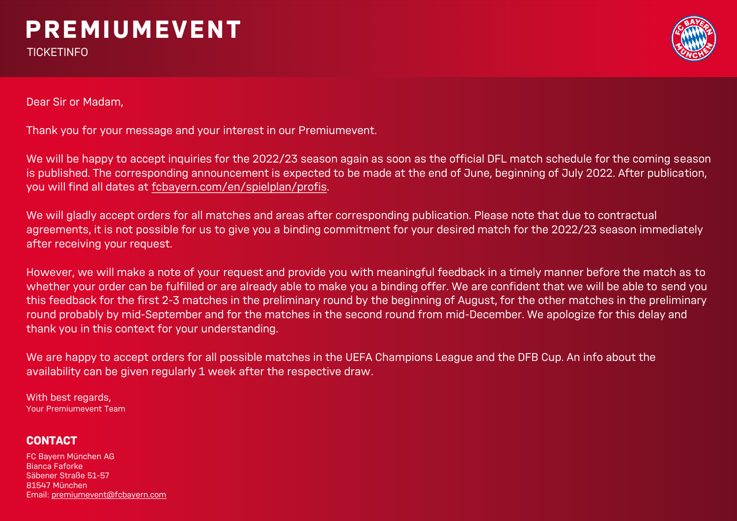# PREMIUMEVENT

TICKETINFO

Dear Sir or Madam,

Thank you for your message and your interest in our Premiumevent.

We will be happy to accept inquiries for the 2022/23 season again as soon as the official DFL match schedule for the coming season is published. The corresponding announcement is expected to be made at the end of June, beginning of July 2022. After publication, you will find all dates at fcbayern.com/en/spielplan/profis.

We will gladly accept orders for all matches and areas after corresponding publication. Please note that due to contractual agreements, it is not possible for us to give you a binding commitment for your desired match for the 2022/23 season immediately after receiving your request.

However, we will make a note of your request and provide you with meaningful feedback in a timely manner before the match as to whether your order can be fulfilled or are already able to make you a binding offer. We are confident that we will be able to send you this feedback for the first 2-3 matches in the preliminary round by the beginning of August, for the other matches in the preliminary round probably by mid-September and for the matches in the second round from mid-December. We apologize for this delay and thank you in this context for your understanding.

We are happy to accept orders for all possible matches in the UEFA Champions League and the DFB Cup. An info about the availability can be given regularly 1 week after the respective draw.

With best regards,
Your Premiumevent Team

## CONTACT

FC Bayern München AG
Bianca Faforke
Säbener Straße 51-57
81547 München
Email: premiumevent@fcbayern.com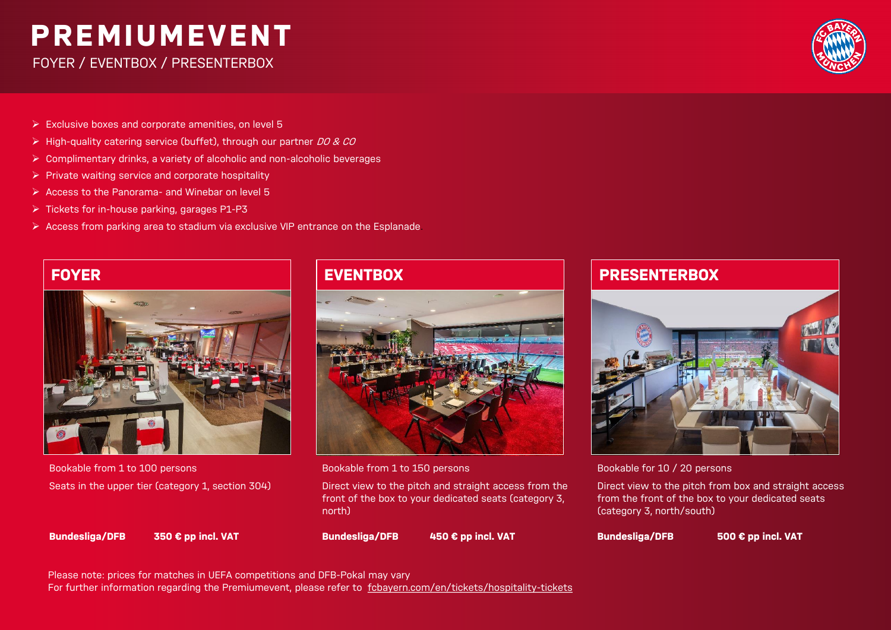# PREMIUMEVENT

FOYER / EVENTBOX / PRESENTERBOX

- Exclusive boxes and corporate amenities, on level 5
- High-quality catering service (buffet), through our partner *DO & CO*
- Complimentary drinks, a variety of alcoholic and non-alcoholic beverages
- Private waiting service and corporate hospitality
- Access to the Panorama- and Winebar on level 5
- Tickets for in-house parking, garages P1-P3
- Access from parking area to stadium via exclusive VIP entrance on the Esplanade

## FOYER

Bookable from 1 to 100 persons

Seats in the upper tier (category 1, section 304)

**Bundesliga/DFB** **350 € pp incl. VAT**

## EVENTBOX

Bookable from 1 to 150 persons

Direct view to the pitch and straight access from the front of the box to your dedicated seats (category 3, north)

**Bundesliga/DFB** **450 € pp incl. VAT**

## PRESENTERBOX

Bookable for 10 / 20 persons

Direct view to the pitch from box and straight access from the front of the box to your dedicated seats (category 3, north/south)

**Bundesliga/DFB** **500 € pp incl. VAT**

Please note: prices for matches in UEFA competitions and DFB-Pokal may vary
For further information regarding the Premiumevent, please refer to fcbayern.com/en/tickets/hospitality-tickets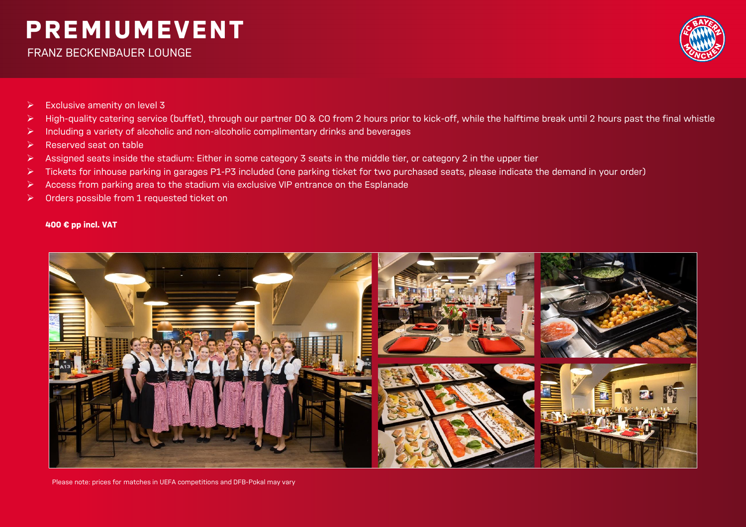# PREMIUMEVENT

## FRANZ BECKENBAUER LOUNGE

- Exclusive amenity on level 3
- High-quality catering service (buffet), through our partner DO & CO from 2 hours prior to kick-off, while the halftime break until 2 hours past the final whistle
- Including a variety of alcoholic and non-alcoholic complimentary drinks and beverages
- Reserved seat on table
- Assigned seats inside the stadium: Either in some category 3 seats in the middle tier, or category 2 in the upper tier
- Tickets for inhouse parking in garages P1-P3 included (one parking ticket for two purchased seats, please indicate the demand in your order)
- Access from parking area to the stadium via exclusive VIP entrance on the Esplanade
- Orders possible from 1 requested ticket on

**400 € pp incl. VAT**

Please note: prices for matches in UEFA competitions and DFB-Pokal may vary